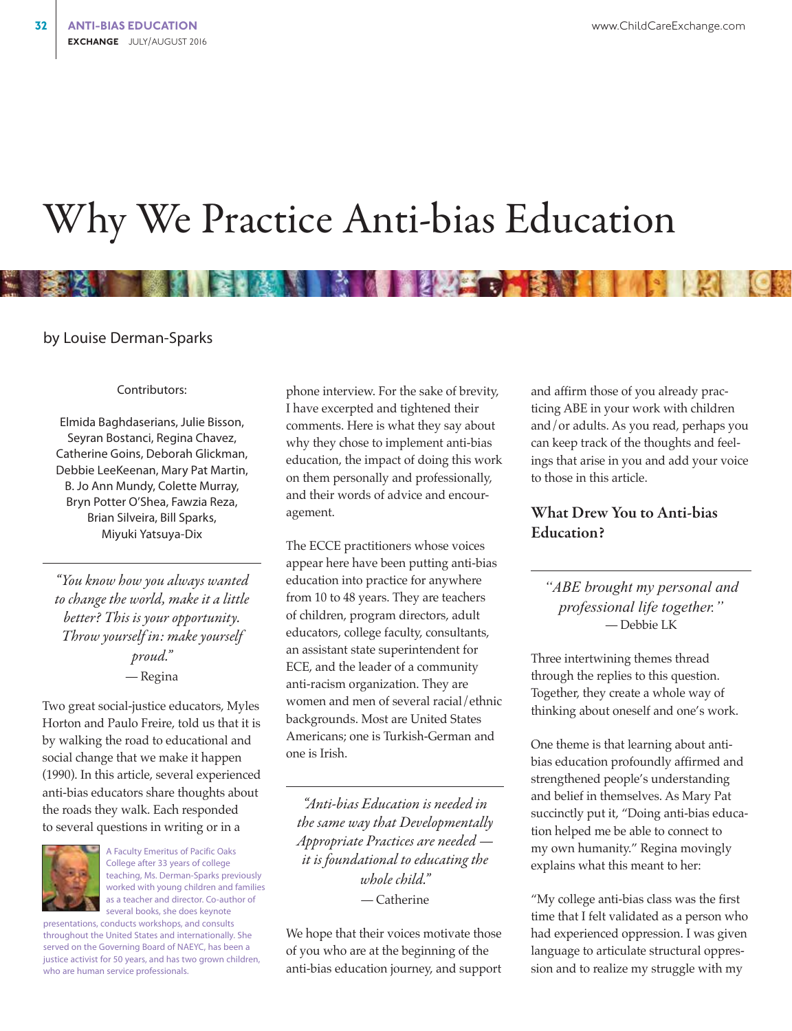# Why We Practice Anti-bias Education

by Louise Derman-Sparks

Contributors:

Elmida Baghdaserians, Julie Bisson, Seyran Bostanci, Regina Chavez, Catherine Goins, Deborah Glickman, Debbie LeeKeenan, Mary Pat Martin, B. Jo Ann Mundy, Colette Murray, Bryn Potter O'Shea, Fawzia Reza, Brian Silveira, Bill Sparks, Miyuki Yatsuya-Dix

> *"You know how you always wanted to change the world, make it a little better? This is your opportunity. Throw yourself in: make yourself proud."*
> — Regina

Two great social-justice educators, Myles Horton and Paulo Freire, told us that it is by walking the road to educational and social change that we make it happen (1990). In this article, several experienced anti-bias educators share thoughts about the roads they walk. Each responded to several questions in writing or in a phone interview. For the sake of brevity, I have excerpted and tightened their comments. Here is what they say about why they chose to implement anti-bias education, the impact of doing this work on them personally and professionally, and their words of advice and encouragement.

A Faculty Emeritus of Pacific Oaks College after 33 years of college teaching, Ms. Derman-Sparks previously worked with young children and families as a teacher and director. Co-author of several books, she does keynote presentations, conducts workshops, and consults throughout the United States and internationally. She served on the Governing Board of NAEYC, has been a justice activist for 50 years, and has two grown children, who are human service professionals.

The ECCE practitioners whose voices appear here have been putting anti-bias education into practice for anywhere from 10 to 48 years. They are teachers of children, program directors, adult educators, college faculty, consultants, an assistant state superintendent for ECE, and the leader of a community anti-racism organization. They are women and men of several racial/ethnic backgrounds. Most are United States Americans; one is Turkish-German and one is Irish.

> *"Anti-bias Education is needed in the same way that Developmentally Appropriate Practices are needed — it is foundational to educating the whole child."*
> — Catherine

We hope that their voices motivate those of you who are at the beginning of the anti-bias education journey, and support and affirm those of you already practicing ABE in your work with children and/or adults. As you read, perhaps you can keep track of the thoughts and feelings that arise in you and add your voice to those in this article.

## What Drew You to Anti-bias Education?

> *"ABE brought my personal and professional life together."*
> — Debbie LK

Three intertwining themes thread through the replies to this question. Together, they create a whole way of thinking about oneself and one's work.

One theme is that learning about anti-bias education profoundly affirmed and strengthened people's understanding and belief in themselves. As Mary Pat succinctly put it, "Doing anti-bias education helped me be able to connect to my own humanity." Regina movingly explains what this meant to her:

"My college anti-bias class was the first time that I felt validated as a person who had experienced oppression. I was given language to articulate structural oppression and to realize my struggle with my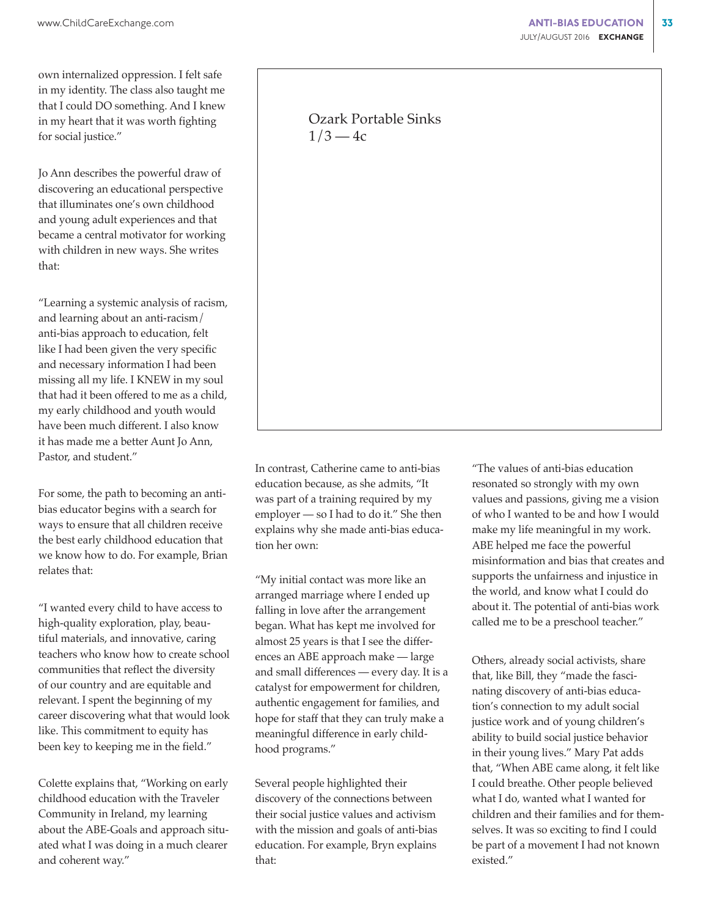own internalized oppression. I felt safe in my identity. The class also taught me that I could DO something. And I knew in my heart that it was worth fighting for social justice."

Jo Ann describes the powerful draw of discovering an educational perspective that illuminates one's own childhood and young adult experiences and that became a central motivator for working with children in new ways. She writes that:

"Learning a systemic analysis of racism, and learning about an anti-racism/anti-bias approach to education, felt like I had been given the very specific and necessary information I had been missing all my life. I KNEW in my soul that had it been offered to me as a child, my early childhood and youth would have been much different. I also know it has made me a better Aunt Jo Ann, Pastor, and student."

For some, the path to becoming an anti-bias educator begins with a search for ways to ensure that all children receive the best early childhood education that we know how to do. For example, Brian relates that:

"I wanted every child to have access to high-quality exploration, play, beautiful materials, and innovative, caring teachers who know how to create school communities that reflect the diversity of our country and are equitable and relevant. I spent the beginning of my career discovering what that would look like. This commitment to equity has been key to keeping me in the field."

Colette explains that, "Working on early childhood education with the Traveler Community in Ireland, my learning about the ABE-Goals and approach situated what I was doing in a much clearer and coherent way."

Ozark Portable Sinks
1/3 — 4c

In contrast, Catherine came to anti-bias education because, as she admits, "It was part of a training required by my employer — so I had to do it." She then explains why she made anti-bias education her own:

"My initial contact was more like an arranged marriage where I ended up falling in love after the arrangement began. What has kept me involved for almost 25 years is that I see the differences an ABE approach make — large and small differences — every day. It is a catalyst for empowerment for children, authentic engagement for families, and hope for staff that they can truly make a meaningful difference in early childhood programs."

Several people highlighted their discovery of the connections between their social justice values and activism with the mission and goals of anti-bias education. For example, Bryn explains that:

"The values of anti-bias education resonated so strongly with my own values and passions, giving me a vision of who I wanted to be and how I would make my life meaningful in my work. ABE helped me face the powerful misinformation and bias that creates and supports the unfairness and injustice in the world, and know what I could do about it. The potential of anti-bias work called me to be a preschool teacher."

Others, already social activists, share that, like Bill, they "made the fascinating discovery of anti-bias education's connection to my adult social justice work and of young children's ability to build social justice behavior in their young lives." Mary Pat adds that, "When ABE came along, it felt like I could breathe. Other people believed what I do, wanted what I wanted for children and their families and for themselves. It was so exciting to find I could be part of a movement I had not known existed."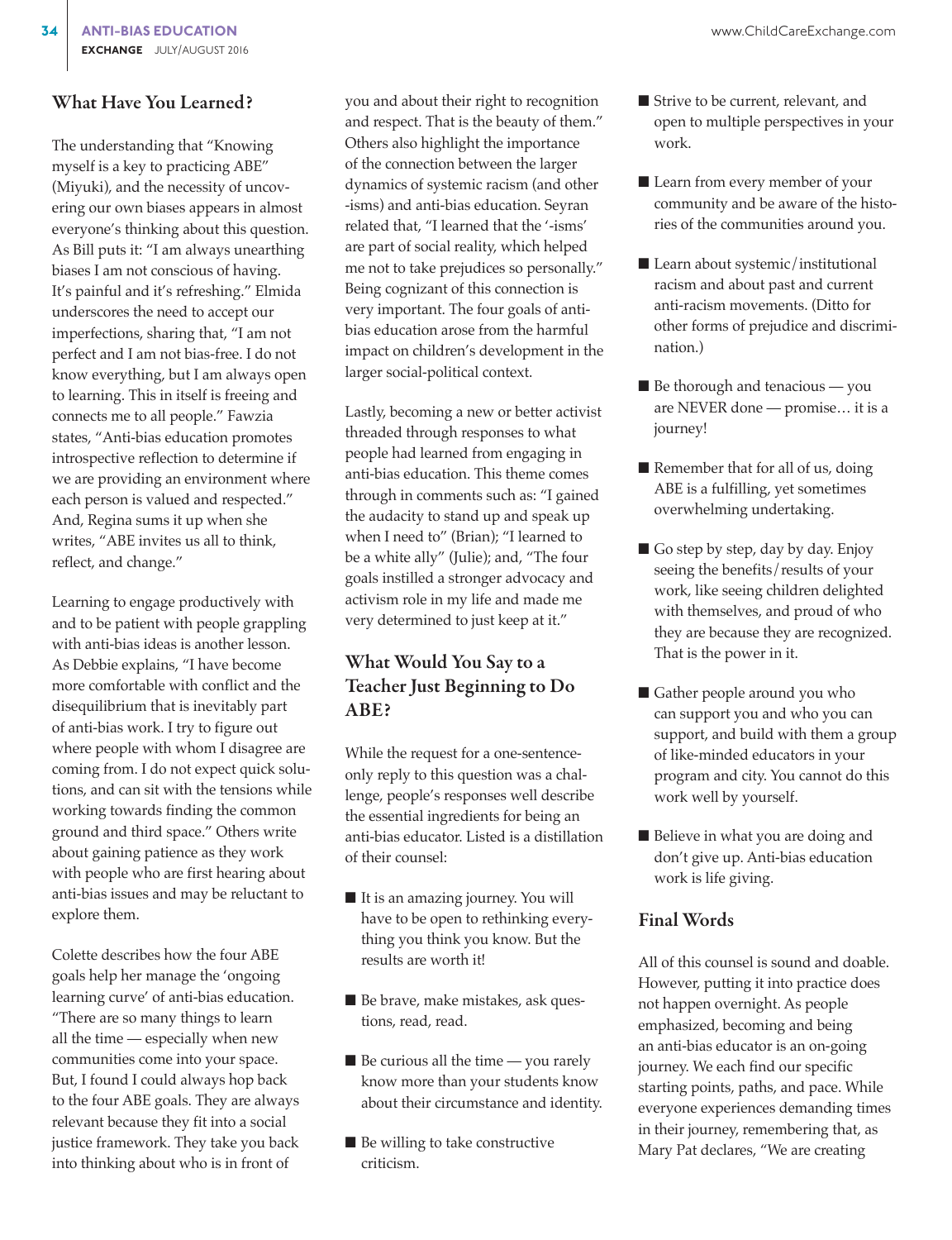## What Have You Learned?

The understanding that "Knowing myself is a key to practicing ABE" (Miyuki), and the necessity of uncovering our own biases appears in almost everyone's thinking about this question. As Bill puts it: "I am always unearthing biases I am not conscious of having. It's painful and it's refreshing." Elmida underscores the need to accept our imperfections, sharing that, "I am not perfect and I am not bias-free. I do not know everything, but I am always open to learning. This in itself is freeing and connects me to all people." Fawzia states, "Anti-bias education promotes introspective reflection to determine if we are providing an environment where each person is valued and respected." And, Regina sums it up when she writes, "ABE invites us all to think, reflect, and change."

Learning to engage productively with and to be patient with people grappling with anti-bias ideas is another lesson. As Debbie explains, "I have become more comfortable with conflict and the disequilibrium that is inevitably part of anti-bias work. I try to figure out where people with whom I disagree are coming from. I do not expect quick solutions, and can sit with the tensions while working towards finding the common ground and third space." Others write about gaining patience as they work with people who are first hearing about anti-bias issues and may be reluctant to explore them.

Colette describes how the four ABE goals help her manage the 'ongoing learning curve' of anti-bias education. "There are so many things to learn all the time — especially when new communities come into your space. But, I found I could always hop back to the four ABE goals. They are always relevant because they fit into a social justice framework. They take you back into thinking about who is in front of you and about their right to recognition and respect. That is the beauty of them." Others also highlight the importance of the connection between the larger dynamics of systemic racism (and other -isms) and anti-bias education. Seyran related that, "I learned that the '-isms' are part of social reality, which helped me not to take prejudices so personally." Being cognizant of this connection is very important. The four goals of anti-bias education arose from the harmful impact on children's development in the larger social-political context.

Lastly, becoming a new or better activist threaded through responses to what people had learned from engaging in anti-bias education. This theme comes through in comments such as: "I gained the audacity to stand up and speak up when I need to" (Brian); "I learned to be a white ally" (Julie); and, "The four goals instilled a stronger advocacy and activism role in my life and made me very determined to just keep at it."

## What Would You Say to a Teacher Just Beginning to Do ABE?

While the request for a one-sentence-only reply to this question was a challenge, people's responses well describe the essential ingredients for being an anti-bias educator. Listed is a distillation of their counsel:

- It is an amazing journey. You will have to be open to rethinking everything you think you know. But the results are worth it!
- Be brave, make mistakes, ask questions, read, read.
- Be curious all the time — you rarely know more than your students know about their circumstance and identity.
- Be willing to take constructive criticism.
- Strive to be current, relevant, and open to multiple perspectives in your work.
- Learn from every member of your community and be aware of the histories of the communities around you.
- Learn about systemic/institutional racism and about past and current anti-racism movements. (Ditto for other forms of prejudice and discrimination.)
- Be thorough and tenacious — you are NEVER done — promise… it is a journey!
- Remember that for all of us, doing ABE is a fulfilling, yet sometimes overwhelming undertaking.
- Go step by step, day by day. Enjoy seeing the benefits/results of your work, like seeing children delighted with themselves, and proud of who they are because they are recognized. That is the power in it.
- Gather people around you who can support you and who you can support, and build with them a group of like-minded educators in your program and city. You cannot do this work well by yourself.
- Believe in what you are doing and don't give up. Anti-bias education work is life giving.

## Final Words

All of this counsel is sound and doable. However, putting it into practice does not happen overnight. As people emphasized, becoming and being an anti-bias educator is an on-going journey. We each find our specific starting points, paths, and pace. While everyone experiences demanding times in their journey, remembering that, as Mary Pat declares, "We are creating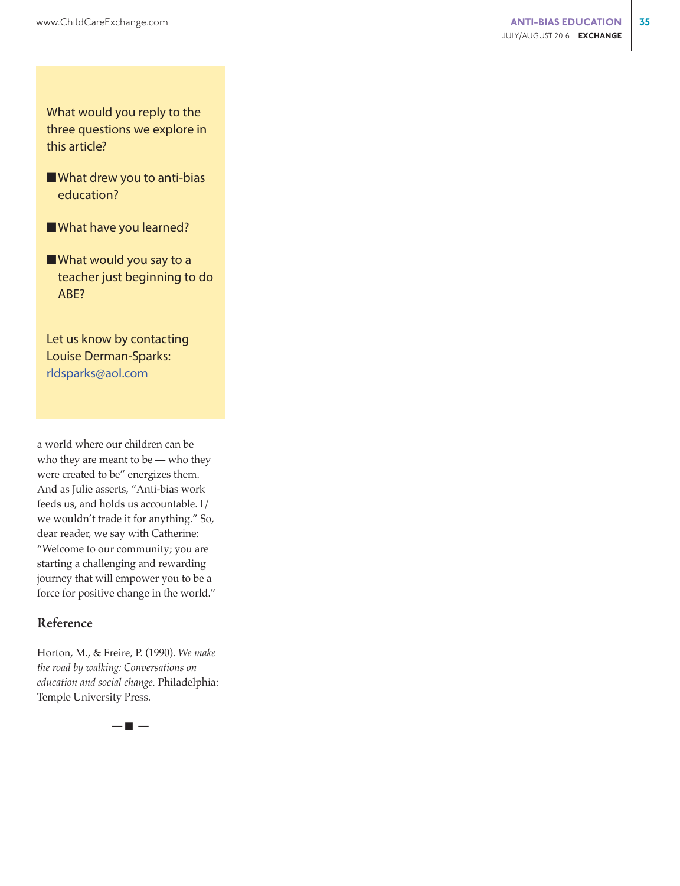What would you reply to the three questions we explore in this article?

- What drew you to anti-bias education?
- What have you learned?
- What would you say to a teacher just beginning to do ABE?

Let us know by contacting Louise Derman-Sparks: rldsparks@aol.com

a world where our children can be who they are meant to be — who they were created to be" energizes them. And as Julie asserts, "Anti-bias work feeds us, and holds us accountable. I/we wouldn't trade it for anything." So, dear reader, we say with Catherine: "Welcome to our community; you are starting a challenging and rewarding journey that will empower you to be a force for positive change in the world."

## Reference

Horton, M., & Freire, P. (1990). *We make the road by walking: Conversations on education and social change.* Philadelphia: Temple University Press.

— ■ —